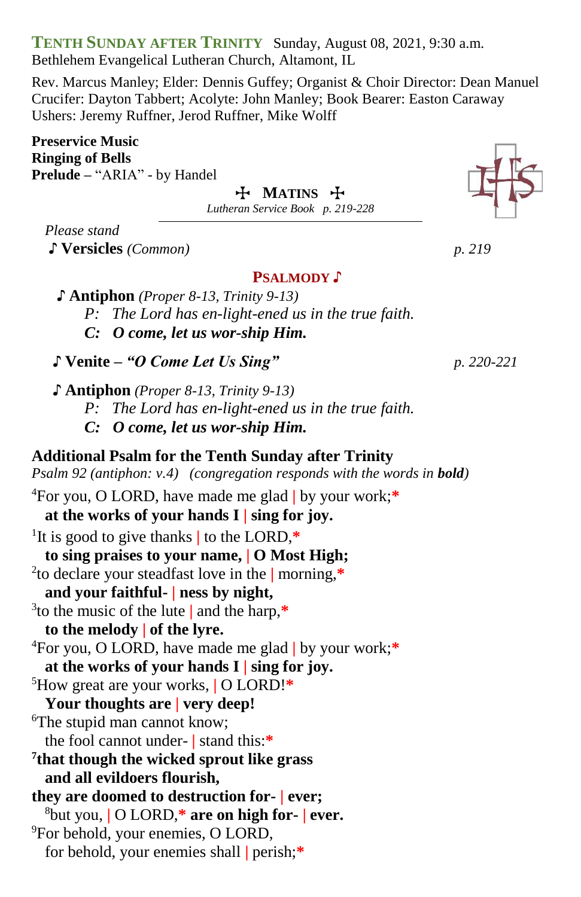# TENTH SUNDAY AFTER TRINITY

Sunday, August 08, 2021, 9:30 a.m.
Bethlehem Evangelical Lutheran Church, Altamont, IL

Rev. Marcus Manley; Elder: Dennis Guffey; Organist & Choir Director: Dean Manuel
Crucifer: Dayton Tabbert; Acolyte: John Manley; Book Bearer: Easton Caraway
Ushers: Jeremy Ruffner, Jerod Ruffner, Mike Wolff

**Preservice Music**
**Ringing of Bells**
**Prelude** – "ARIA" - by Handel

## ✠ MATINS ✠

*Lutheran Service Book p. 219-228*

*Please stand*

♪ **Versicles** *(Common)* *p. 219*

## PSALMODY ♪

♪ **Antiphon** *(Proper 8-13, Trinity 9-13)*
*P: The Lord has en-light-ened us in the true faith.*
***C: O come, let us wor-ship Him.***

♪ **Venite** – ***"O Come Let Us Sing"*** *p. 220-221*

♪ **Antiphon** *(Proper 8-13, Trinity 9-13)*
*P: The Lord has en-light-ened us in the true faith.*
***C: O come, let us wor-ship Him.***

### Additional Psalm for the Tenth Sunday after Trinity

*Psalm 92 (antiphon: v.4) (congregation responds with the words in **bold**)*

[4]For you, O LORD, have made me glad | by your work;*
**at the works of your hands I | sing for joy.**
[1]It is good to give thanks | to the LORD,*
**to sing praises to your name, | O Most High;**
[2]to declare your steadfast love in the | morning,*
**and your faithful- | ness by night,**
[3]to the music of the lute | and the harp,*
**to the melody | of the lyre.**
[4]For you, O LORD, have made me glad | by your work;*
**at the works of your hands I | sing for joy.**
[5]How great are your works, | O LORD!*
**Your thoughts are | very deep!**
[6]The stupid man cannot know;
the fool cannot under- | stand this:*
**[7]that though the wicked sprout like grass**
**and all evildoers flourish,**
**they are doomed to destruction for- | ever;**
[8]but you, | O LORD,* **are on high for- | ever.**
[9]For behold, your enemies, O LORD,
for behold, your enemies shall | perish;*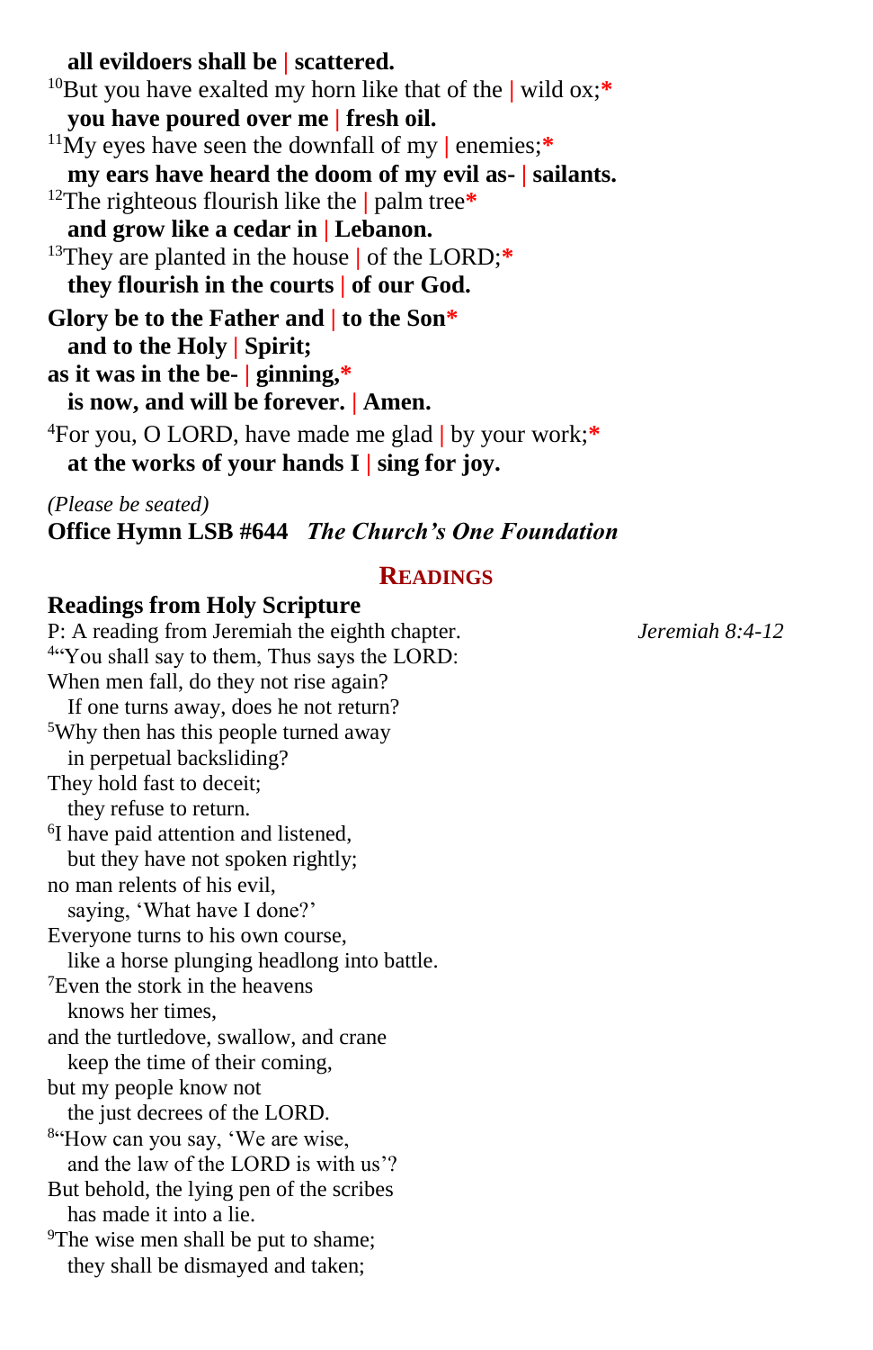**all evildoers shall be | scattered.**

[10]But you have exalted my horn like that of the | wild ox;*

**you have poured over me | fresh oil.**

[11]My eyes have seen the downfall of my | enemies;*

**my ears have heard the doom of my evil as- | sailants.**

[12]The righteous flourish like the | palm tree*

**and grow like a cedar in | Lebanon.**

[13]They are planted in the house | of the LORD;*

**they flourish in the courts | of our God.**

**Glory be to the Father and | to the Son***

**and to the Holy | Spirit;**

**as it was in the be- | ginning,***

**is now, and will be forever. | Amen.**

[4]For you, O LORD, have made me glad | by your work;*

**at the works of your hands I | sing for joy.**

*(Please be seated)*

**Office Hymn LSB #644** ***The Church's One Foundation***

## READINGS

### Readings from Holy Scripture

P: A reading from Jeremiah the eighth chapter. *Jeremiah 8:4-12*

[4]"You shall say to them, Thus says the LORD:
When men fall, do they not rise again?
If one turns away, does he not return?
[5]Why then has this people turned away
in perpetual backsliding?
They hold fast to deceit;
they refuse to return.
[6]I have paid attention and listened,
but they have not spoken rightly;
no man relents of his evil,
saying, 'What have I done?'
Everyone turns to his own course,
like a horse plunging headlong into battle.
[7]Even the stork in the heavens
knows her times,
and the turtledove, swallow, and crane
keep the time of their coming,
but my people know not
the just decrees of the LORD.
[8]"How can you say, 'We are wise,
and the law of the LORD is with us'?
But behold, the lying pen of the scribes
has made it into a lie.
[9]The wise men shall be put to shame;
they shall be dismayed and taken;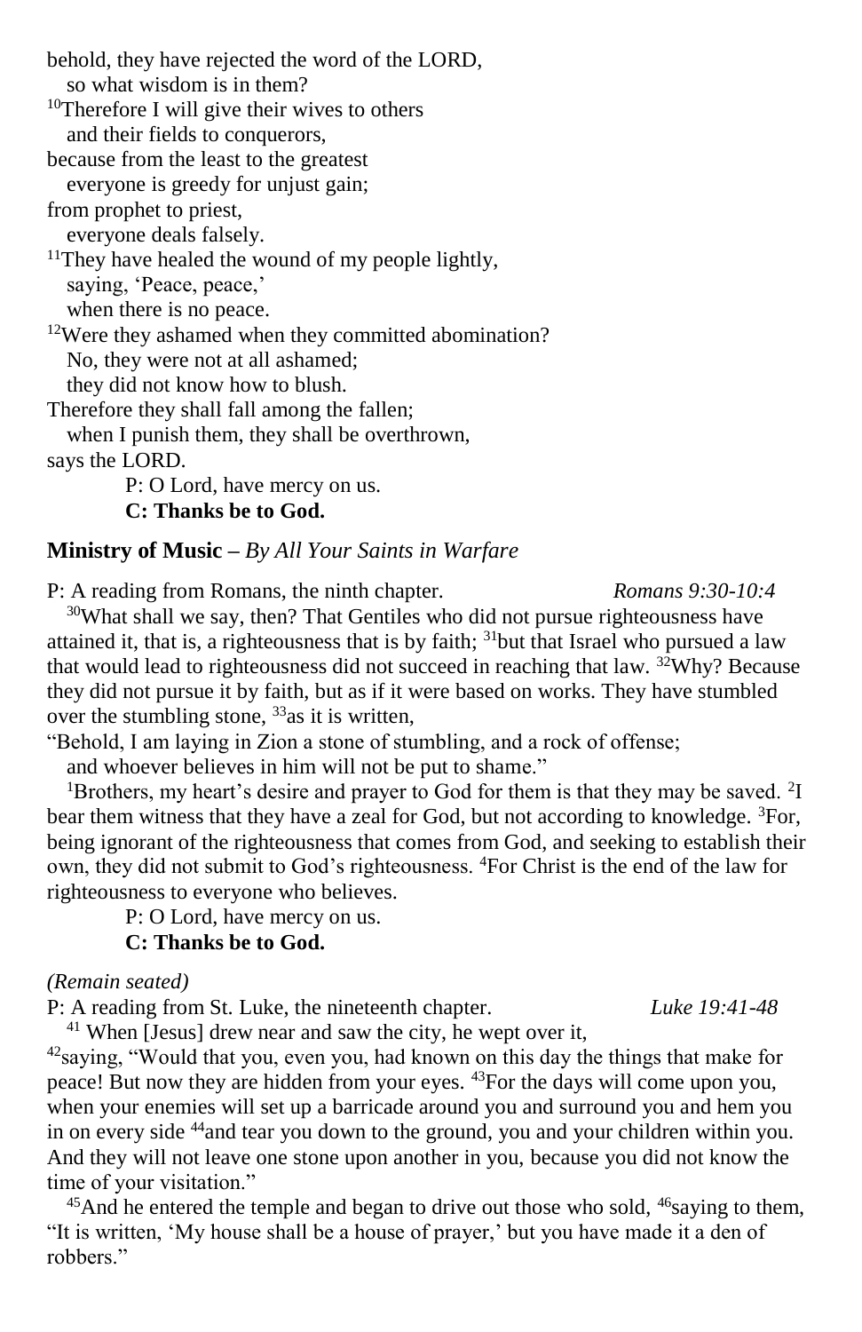behold, they have rejected the word of the LORD,
   so what wisdom is in them?
[10]Therefore I will give their wives to others
   and their fields to conquerors,
because from the least to the greatest
   everyone is greedy for unjust gain;
from prophet to priest,
   everyone deals falsely.
[11]They have healed the wound of my people lightly,
   saying, 'Peace, peace,'
   when there is no peace.
[12]Were they ashamed when they committed abomination?
   No, they were not at all ashamed;
   they did not know how to blush.
Therefore they shall fall among the fallen;
   when I punish them, they shall be overthrown,
says the LORD.

P: O Lord, have mercy on us.
**C: Thanks be to God.**

**Ministry of Music** – *By All Your Saints in Warfare*

P: A reading from Romans, the ninth chapter. *Romans 9:30-10:4*

[30]What shall we say, then? That Gentiles who did not pursue righteousness have attained it, that is, a righteousness that is by faith; [31]but that Israel who pursued a law that would lead to righteousness did not succeed in reaching that law. [32]Why? Because they did not pursue it by faith, but as if it were based on works. They have stumbled over the stumbling stone, [33]as it is written,

"Behold, I am laying in Zion a stone of stumbling, and a rock of offense;
   and whoever believes in him will not be put to shame."

[1]Brothers, my heart's desire and prayer to God for them is that they may be saved. [2]I bear them witness that they have a zeal for God, but not according to knowledge. [3]For, being ignorant of the righteousness that comes from God, and seeking to establish their own, they did not submit to God's righteousness. [4]For Christ is the end of the law for righteousness to everyone who believes.

P: O Lord, have mercy on us.
**C: Thanks be to God.**

*(Remain seated)*

P: A reading from St. Luke, the nineteenth chapter. *Luke 19:41-48*

[41] When [Jesus] drew near and saw the city, he wept over it,
[42]saying, "Would that you, even you, had known on this day the things that make for peace! But now they are hidden from your eyes. [43]For the days will come upon you, when your enemies will set up a barricade around you and surround you and hem you in on every side [44]and tear you down to the ground, you and your children within you. And they will not leave one stone upon another in you, because you did not know the time of your visitation."

[45]And he entered the temple and began to drive out those who sold, [46]saying to them, "It is written, 'My house shall be a house of prayer,' but you have made it a den of robbers."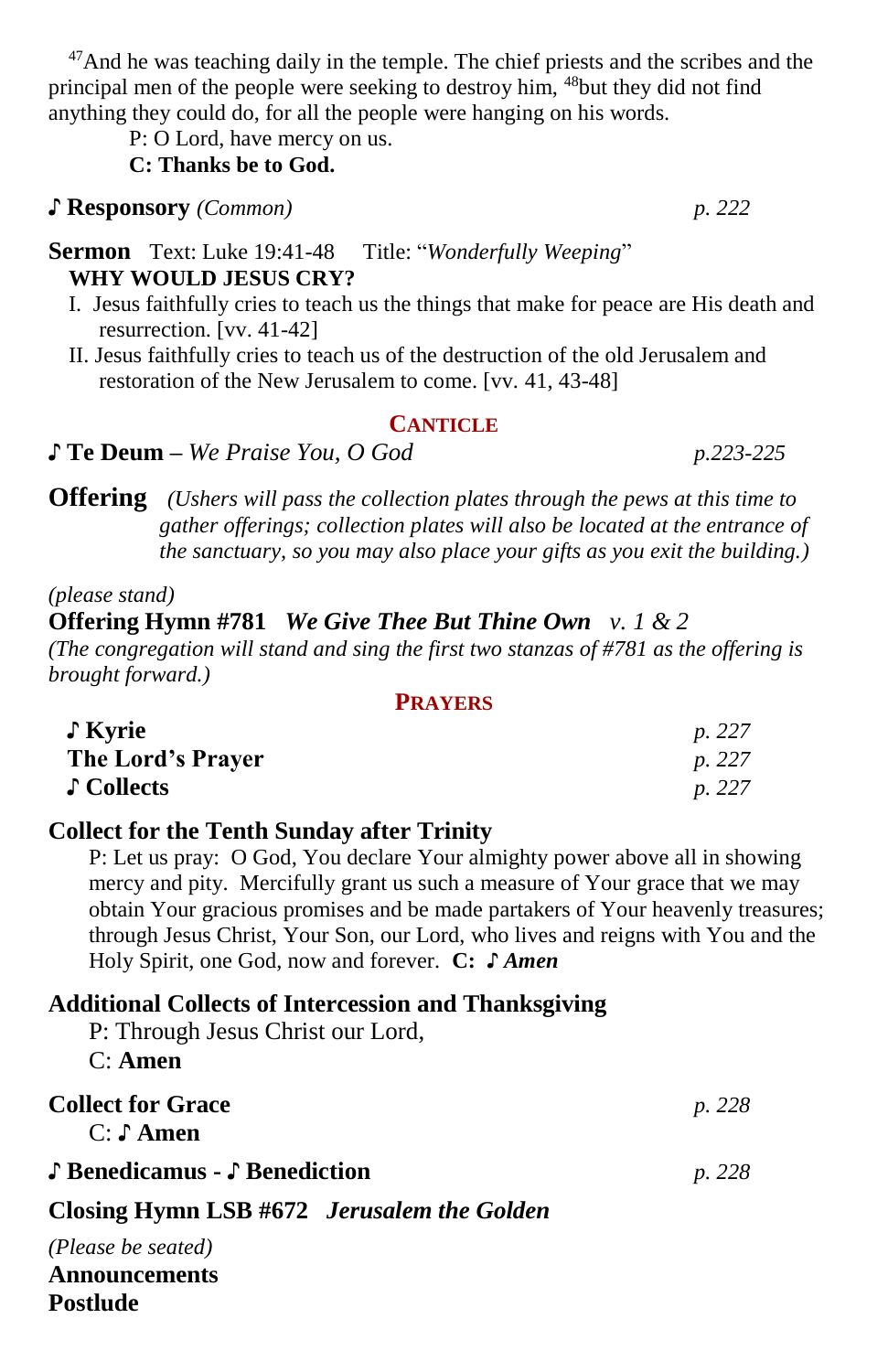[47]And he was teaching daily in the temple. The chief priests and the scribes and the principal men of the people were seeking to destroy him, [48]but they did not find anything they could do, for all the people were hanging on his words.

P: O Lord, have mercy on us.
**C: Thanks be to God.**

**♪ Responsory** *(Common)* *p. 222*

**Sermon** Text: Luke 19:41-48 Title: "*Wonderfully Weeping*"

**WHY WOULD JESUS CRY?**

I. Jesus faithfully cries to teach us the things that make for peace are His death and resurrection. [vv. 41-42]

II. Jesus faithfully cries to teach us of the destruction of the old Jerusalem and restoration of the New Jerusalem to come. [vv. 41, 43-48]

## CANTICLE

**♪ Te Deum –** *We Praise You, O God* *p.223-225*

**Offering** *(Ushers will pass the collection plates through the pews at this time to gather offerings; collection plates will also be located at the entrance of the sanctuary, so you may also place your gifts as you exit the building.)*

*(please stand)*

**Offering Hymn #781** ***We Give Thee But Thine Own*** *v. 1 & 2*

*(The congregation will stand and sing the first two stanzas of #781 as the offering is brought forward.)*

## PRAYERS

**♪ Kyrie** *p. 227*
**The Lord's Prayer** *p. 227*
**♪ Collects** *p. 227*

**Collect for the Tenth Sunday after Trinity**

P: Let us pray: O God, You declare Your almighty power above all in showing mercy and pity. Mercifully grant us such a measure of Your grace that we may obtain Your gracious promises and be made partakers of Your heavenly treasures; through Jesus Christ, Your Son, our Lord, who lives and reigns with You and the Holy Spirit, one God, now and forever. **C: ♪** ***Amen***

**Additional Collects of Intercession and Thanksgiving**

P: Through Jesus Christ our Lord,
C: **Amen**

**Collect for Grace** *p. 228*
C: **♪ Amen**

**♪ Benedicamus - ♪ Benediction** *p. 228*

**Closing Hymn LSB #672** ***Jerusalem the Golden***

*(Please be seated)*

**Announcements**

**Postlude**